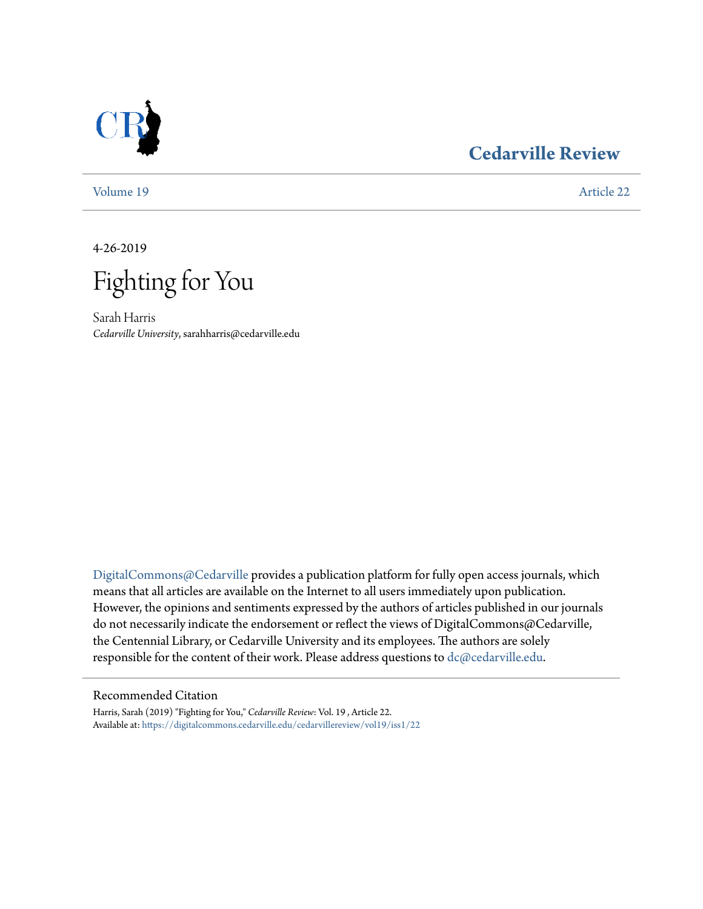Cedarville Review

Volume 19 Article 22

4-26-2019

# Fighting for You

Sarah Harris
*Cedarville University*, sarahharris@cedarville.edu

DigitalCommons@Cedarville provides a publication platform for fully open access journals, which means that all articles are available on the Internet to all users immediately upon publication. However, the opinions and sentiments expressed by the authors of articles published in our journals do not necessarily indicate the endorsement or reflect the views of DigitalCommons@Cedarville, the Centennial Library, or Cedarville University and its employees. The authors are solely responsible for the content of their work. Please address questions to dc@cedarville.edu.

## Recommended Citation

Harris, Sarah (2019) "Fighting for You," *Cedarville Review*: Vol. 19 , Article 22.
Available at: https://digitalcommons.cedarville.edu/cedarvillereview/vol19/iss1/22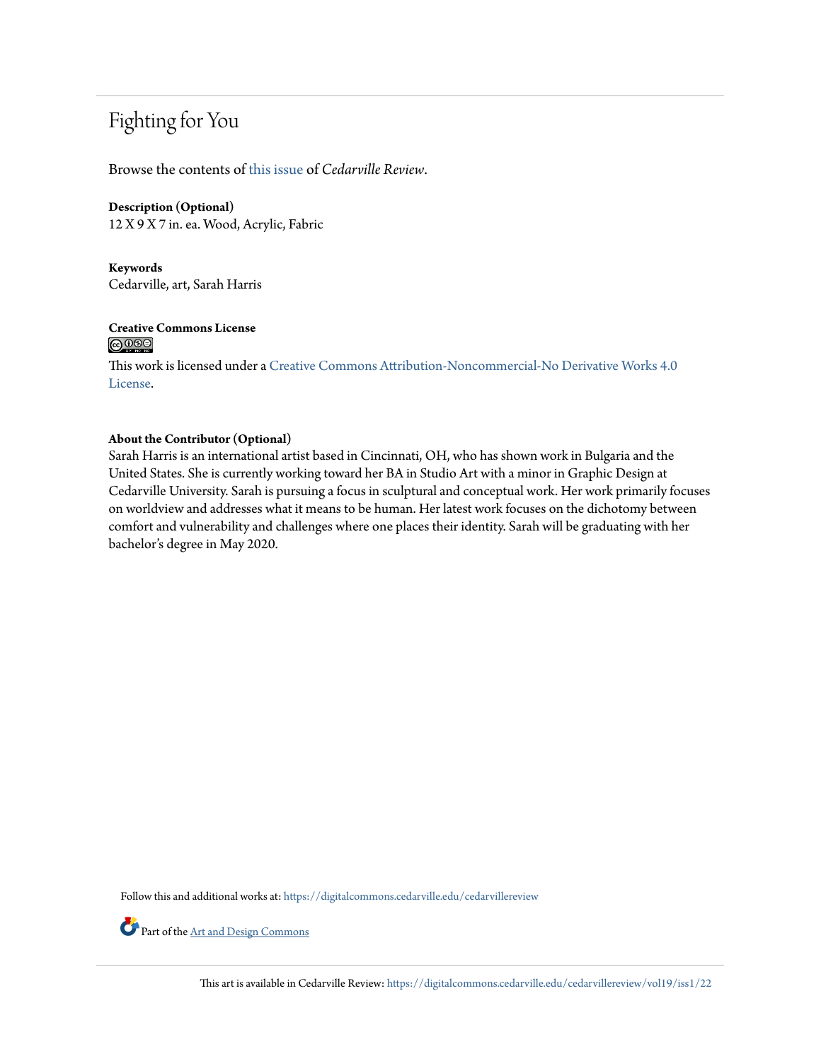# Fighting for You

Browse the contents of this issue of *Cedarville Review*.

**Description (Optional)**
12 X 9 X 7 in. ea. Wood, Acrylic, Fabric

**Keywords**
Cedarville, art, Sarah Harris

**Creative Commons License**

This work is licensed under a Creative Commons Attribution-Noncommercial-No Derivative Works 4.0 License.

**About the Contributor (Optional)**
Sarah Harris is an international artist based in Cincinnati, OH, who has shown work in Bulgaria and the United States. She is currently working toward her BA in Studio Art with a minor in Graphic Design at Cedarville University. Sarah is pursuing a focus in sculptural and conceptual work. Her work primarily focuses on worldview and addresses what it means to be human. Her latest work focuses on the dichotomy between comfort and vulnerability and challenges where one places their identity. Sarah will be graduating with her bachelor's degree in May 2020.

Follow this and additional works at: https://digitalcommons.cedarville.edu/cedarvillereview

Part of the Art and Design Commons

This art is available in Cedarville Review: https://digitalcommons.cedarville.edu/cedarvillereview/vol19/iss1/22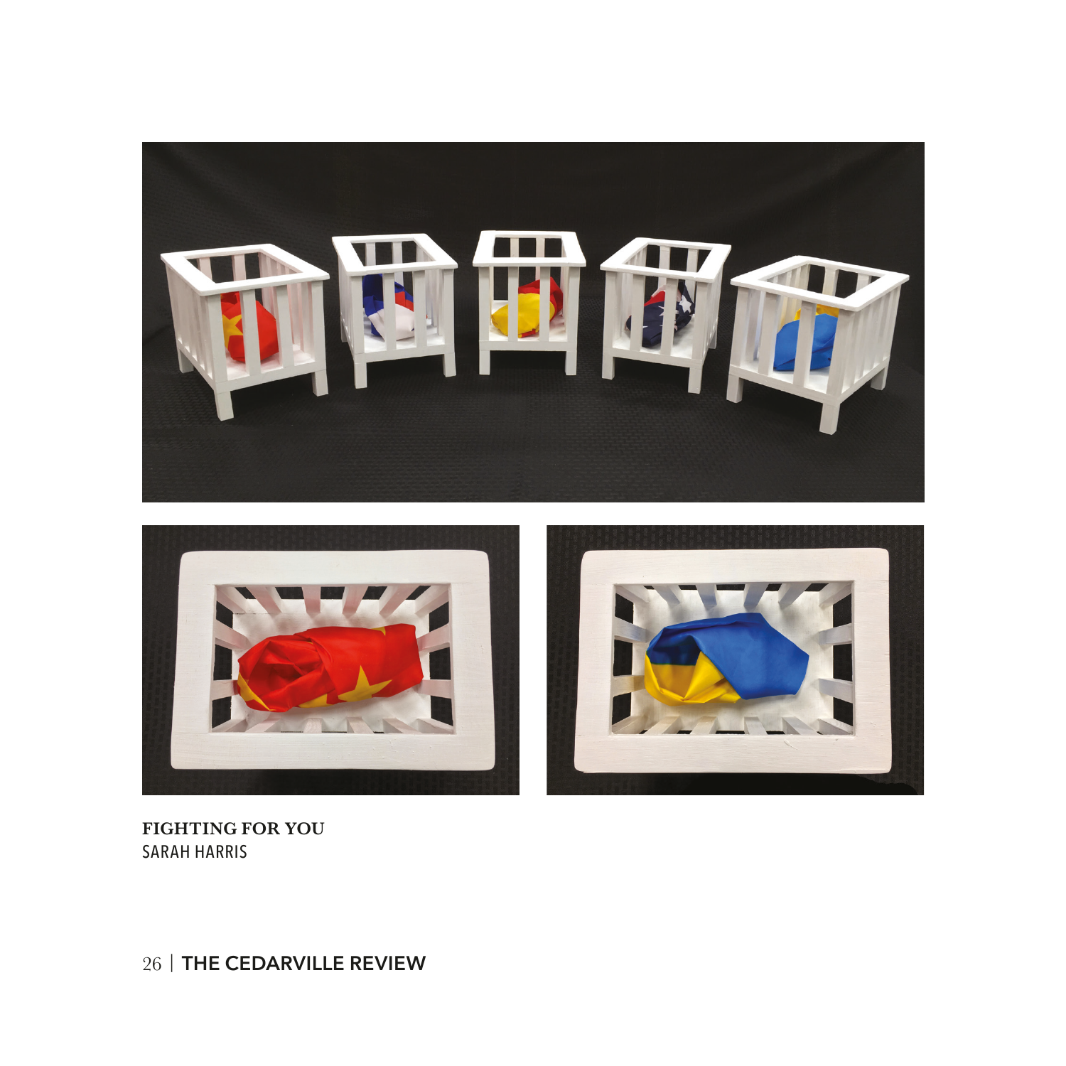**FIGHTING FOR YOU**
SARAH HARRIS